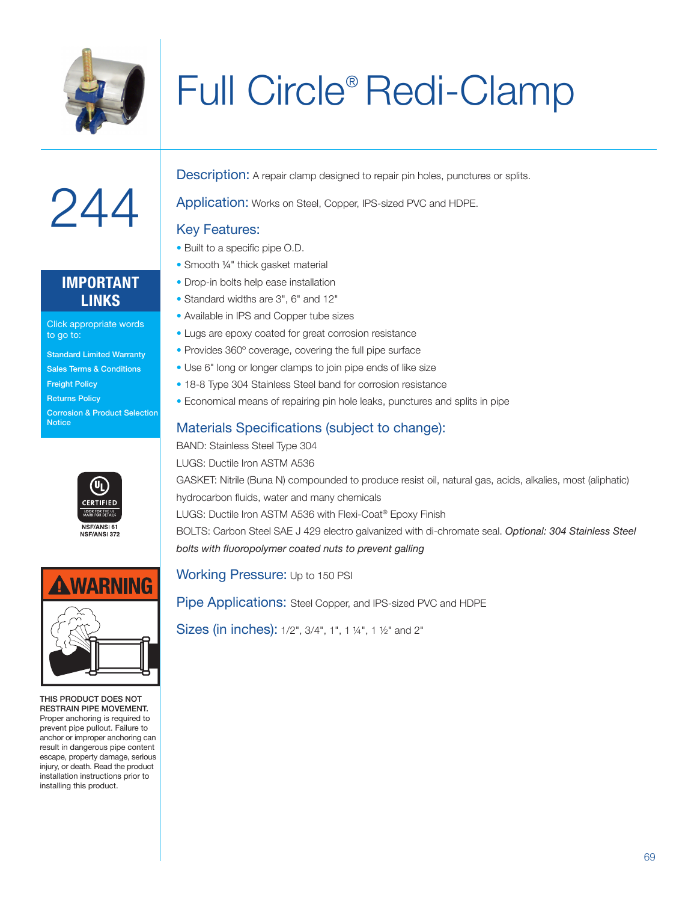# Full Circle® Redi-Clamp

244

## IMPORTANT LINKS

Click appropriate words to go to:

- Standard Limited Warranty
- Sales Terms & Conditions
- Freight Policy
- Returns Policy
- Corrosion & Product Selection Notice

CERTIFIED
NSF/ANSI 61
NSF/ANSI 372

WARNING

**THIS PRODUCT DOES NOT RESTRAIN PIPE MOVEMENT.** Proper anchoring is required to prevent pipe pullout. Failure to anchor or improper anchoring can result in dangerous pipe content escape, property damage, serious injury, or death. Read the product installation instructions prior to installing this product.

## Description:
A repair clamp designed to repair pin holes, punctures or splits.

## Application:
Works on Steel, Copper, IPS-sized PVC and HDPE.

## Key Features:

- Built to a specific pipe O.D.
- Smooth ¼" thick gasket material
- Drop-in bolts help ease installation
- Standard widths are 3", 6" and 12"
- Available in IPS and Copper tube sizes
- Lugs are epoxy coated for great corrosion resistance
- Provides 360º coverage, covering the full pipe surface
- Use 6" long or longer clamps to join pipe ends of like size
- 18-8 Type 304 Stainless Steel band for corrosion resistance
- Economical means of repairing pin hole leaks, punctures and splits in pipe

## Materials Specifications (subject to change):

BAND: Stainless Steel Type 304

LUGS: Ductile Iron ASTM A536

GASKET: Nitrile (Buna N) compounded to produce resist oil, natural gas, acids, alkalies, most (aliphatic) hydrocarbon fluids, water and many chemicals

LUGS: Ductile Iron ASTM A536 with Flexi-Coat® Epoxy Finish

BOLTS: Carbon Steel SAE J 429 electro galvanized with di-chromate seal. *Optional: 304 Stainless Steel bolts with fluoropolymer coated nuts to prevent galling*

## Working Pressure:
Up to 150 PSI

## Pipe Applications:
Steel Copper, and IPS-sized PVC and HDPE

## Sizes (in inches):
1/2", 3/4", 1", 1 ¼", 1 ½" and 2"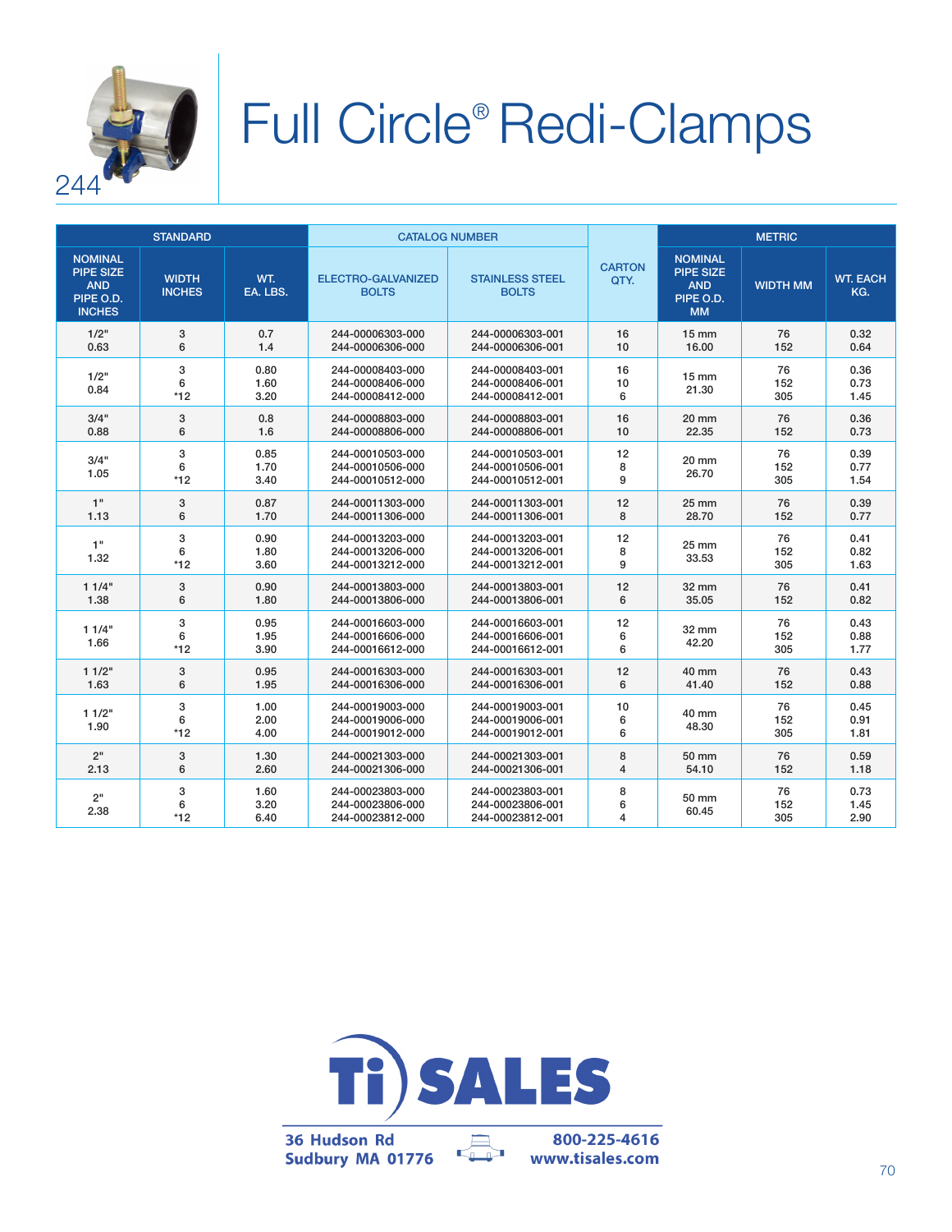# Full Circle® Redi-Clamps

244

| STANDARD | | | CATALOG NUMBER | | CARTON QTY. | METRIC | | |
|---|---|---|---|---|---|---|---|---|
| NOMINAL PIPE SIZE AND PIPE O.D. INCHES | WIDTH INCHES | WT. EA. LBS. | ELECTRO-GALVANIZED BOLTS | STAINLESS STEEL BOLTS | | NOMINAL PIPE SIZE AND PIPE O.D. MM | WIDTH MM | WT. EACH KG. |
| 1/2"<br>0.63 | 3<br>6 | 0.7<br>1.4 | 244-00006303-000<br>244-00006306-000 | 244-00006303-001<br>244-00006306-001 | 16<br>10 | 15 mm<br>16.00 | 76<br>152 | 0.32<br>0.64 |
| 1/2"<br>0.84 | 3<br>6<br>*12 | 0.80<br>1.60<br>3.20 | 244-00008403-000<br>244-00008406-000<br>244-00008412-000 | 244-00008403-001<br>244-00008406-001<br>244-00008412-001 | 16<br>10<br>6 | 15 mm<br>21.30 | 76<br>152<br>305 | 0.36<br>0.73<br>1.45 |
| 3/4"<br>0.88 | 3<br>6 | 0.8<br>1.6 | 244-00008803-000<br>244-00008806-000 | 244-00008803-001<br>244-00008806-001 | 16<br>10 | 20 mm<br>22.35 | 76<br>152 | 0.36<br>0.73 |
| 3/4"<br>1.05 | 3<br>6<br>*12 | 0.85<br>1.70<br>3.40 | 244-00010503-000<br>244-00010506-000<br>244-00010512-000 | 244-00010503-001<br>244-00010506-001<br>244-00010512-001 | 12<br>8<br>9 | 20 mm<br>26.70 | 76<br>152<br>305 | 0.39<br>0.77<br>1.54 |
| 1"<br>1.13 | 3<br>6 | 0.87<br>1.70 | 244-00011303-000<br>244-00011306-000 | 244-00011303-001<br>244-00011306-001 | 12<br>8 | 25 mm<br>28.70 | 76<br>152 | 0.39<br>0.77 |
| 1"<br>1.32 | 3<br>6<br>*12 | 0.90<br>1.80<br>3.60 | 244-00013203-000<br>244-00013206-000<br>244-00013212-000 | 244-00013203-001<br>244-00013206-001<br>244-00013212-001 | 12<br>8<br>9 | 25 mm<br>33.53 | 76<br>152<br>305 | 0.41<br>0.82<br>1.63 |
| 1 1/4"<br>1.38 | 3<br>6 | 0.90<br>1.80 | 244-00013803-000<br>244-00013806-000 | 244-00013803-001<br>244-00013806-001 | 12<br>6 | 32 mm<br>35.05 | 76<br>152 | 0.41<br>0.82 |
| 1 1/4"<br>1.66 | 3<br>6<br>*12 | 0.95<br>1.95<br>3.90 | 244-00016603-000<br>244-00016606-000<br>244-00016612-000 | 244-00016603-001<br>244-00016606-001<br>244-00016612-001 | 12<br>6<br>6 | 32 mm<br>42.20 | 76<br>152<br>305 | 0.43<br>0.88<br>1.77 |
| 1 1/2"<br>1.63 | 3<br>6 | 0.95<br>1.95 | 244-00016303-000<br>244-00016306-000 | 244-00016303-001<br>244-00016306-001 | 12<br>6 | 40 mm<br>41.40 | 76<br>152 | 0.43<br>0.88 |
| 1 1/2"<br>1.90 | 3<br>6<br>*12 | 1.00<br>2.00<br>4.00 | 244-00019003-000<br>244-00019006-000<br>244-00019012-000 | 244-00019003-001<br>244-00019006-001<br>244-00019012-001 | 10<br>6<br>6 | 40 mm<br>48.30 | 76<br>152<br>305 | 0.45<br>0.91<br>1.81 |
| 2"<br>2.13 | 3<br>6 | 1.30<br>2.60 | 244-00021303-000<br>244-00021306-000 | 244-00021303-001<br>244-00021306-001 | 8<br>4 | 50 mm<br>54.10 | 76<br>152 | 0.59<br>1.18 |
| 2"<br>2.38 | 3<br>6<br>*12 | 1.60<br>3.20<br>6.40 | 244-00023803-000<br>244-00023806-000<br>244-00023812-000 | 244-00023803-001<br>244-00023806-001<br>244-00023812-001 | 8<br>6<br>4 | 50 mm<br>60.45 | 76<br>152<br>305 | 0.73<br>1.45<br>2.90 |

Ti SALES

36 Hudson Rd
Sudbury MA 01776

800-225-4616
www.tisales.com